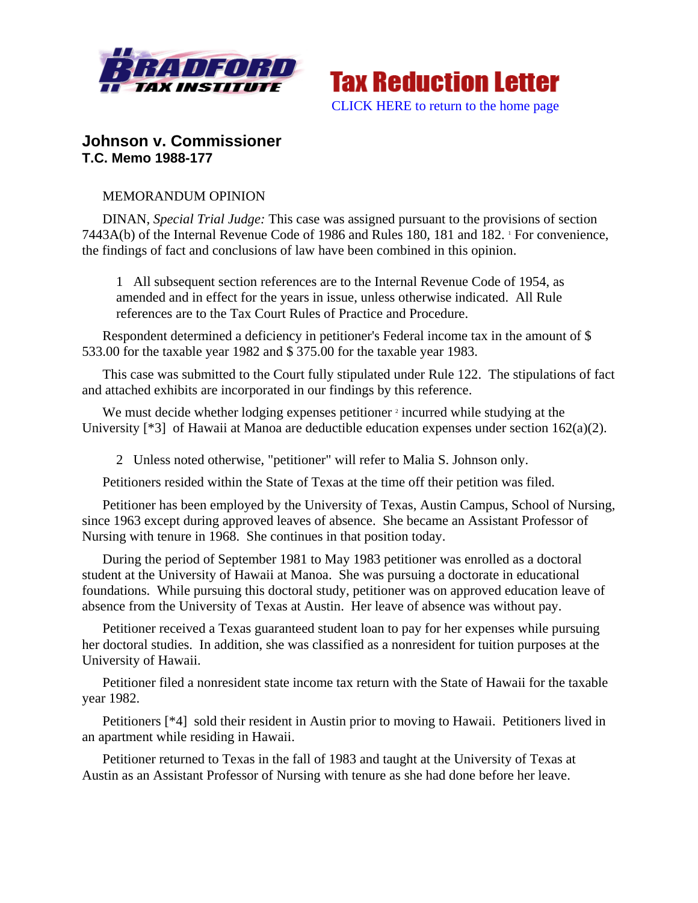Tax Reduction Letter

CLICK HERE to return to the home page

## Johnson v. Commissioner
### T.C. Memo 1988-177

MEMORANDUM OPINION

DINAN, *Special Trial Judge:* This case was assigned pursuant to the provisions of section 7443A(b) of the Internal Revenue Code of 1986 and Rules 180, 181 and 182. [1] For convenience, the findings of fact and conclusions of law have been combined in this opinion.

> 1 All subsequent section references are to the Internal Revenue Code of 1954, as amended and in effect for the years in issue, unless otherwise indicated. All Rule references are to the Tax Court Rules of Practice and Procedure.

Respondent determined a deficiency in petitioner's Federal income tax in the amount of $ 533.00 for the taxable year 1982 and $ 375.00 for the taxable year 1983.

This case was submitted to the Court fully stipulated under Rule 122. The stipulations of fact and attached exhibits are incorporated in our findings by this reference.

We must decide whether lodging expenses petitioner [2] incurred while studying at the University [*3] of Hawaii at Manoa are deductible education expenses under section 162(a)(2).

> 2 Unless noted otherwise, "petitioner" will refer to Malia S. Johnson only.

Petitioners resided within the State of Texas at the time off their petition was filed.

Petitioner has been employed by the University of Texas, Austin Campus, School of Nursing, since 1963 except during approved leaves of absence. She became an Assistant Professor of Nursing with tenure in 1968. She continues in that position today.

During the period of September 1981 to May 1983 petitioner was enrolled as a doctoral student at the University of Hawaii at Manoa. She was pursuing a doctorate in educational foundations. While pursuing this doctoral study, petitioner was on approved education leave of absence from the University of Texas at Austin. Her leave of absence was without pay.

Petitioner received a Texas guaranteed student loan to pay for her expenses while pursuing her doctoral studies. In addition, she was classified as a nonresident for tuition purposes at the University of Hawaii.

Petitioner filed a nonresident state income tax return with the State of Hawaii for the taxable year 1982.

Petitioners [*4] sold their resident in Austin prior to moving to Hawaii. Petitioners lived in an apartment while residing in Hawaii.

Petitioner returned to Texas in the fall of 1983 and taught at the University of Texas at Austin as an Assistant Professor of Nursing with tenure as she had done before her leave.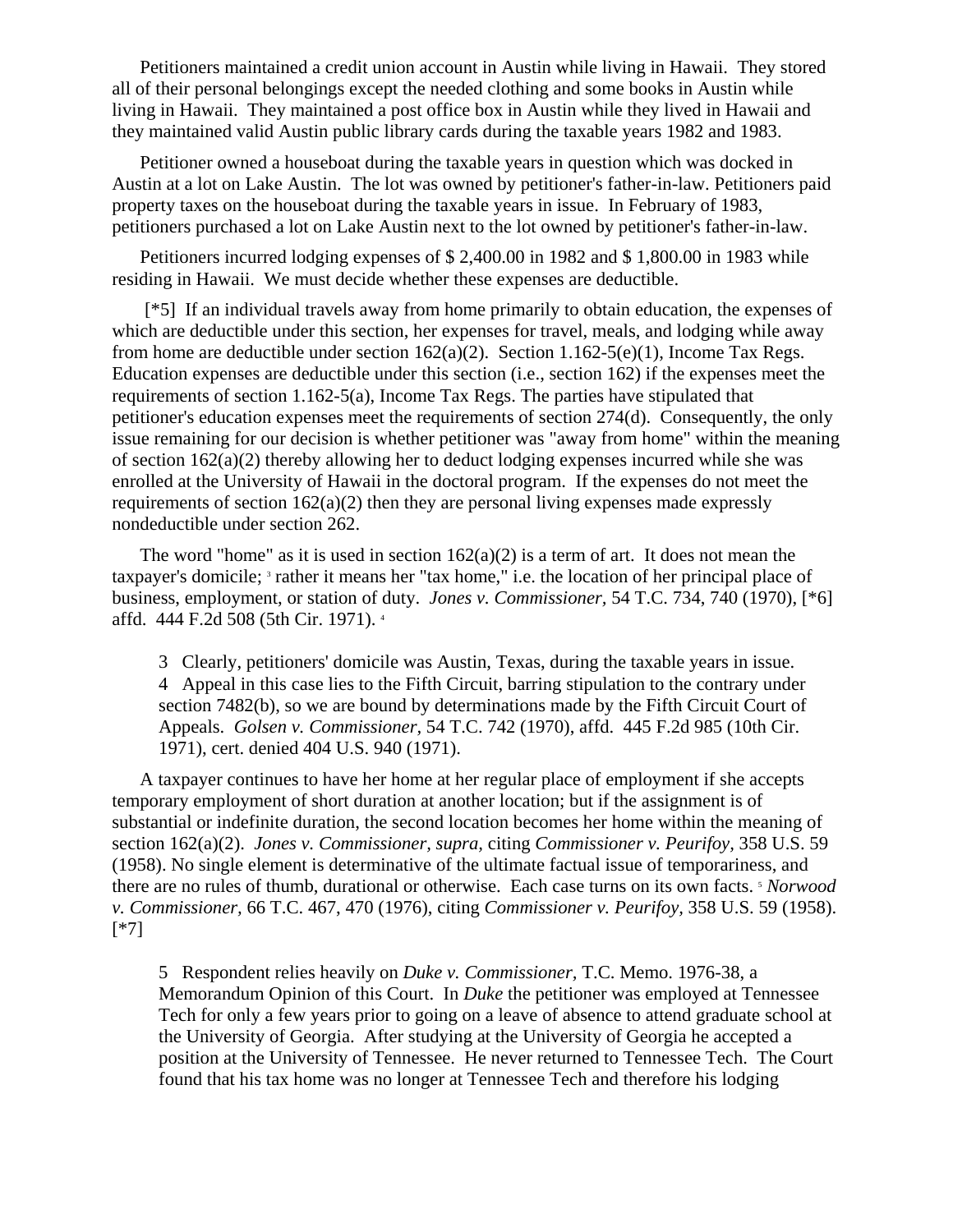Petitioners maintained a credit union account in Austin while living in Hawaii. They stored all of their personal belongings except the needed clothing and some books in Austin while living in Hawaii. They maintained a post office box in Austin while they lived in Hawaii and they maintained valid Austin public library cards during the taxable years 1982 and 1983.

Petitioner owned a houseboat during the taxable years in question which was docked in Austin at a lot on Lake Austin. The lot was owned by petitioner's father-in-law. Petitioners paid property taxes on the houseboat during the taxable years in issue. In February of 1983, petitioners purchased a lot on Lake Austin next to the lot owned by petitioner's father-in-law.

Petitioners incurred lodging expenses of $ 2,400.00 in 1982 and $ 1,800.00 in 1983 while residing in Hawaii. We must decide whether these expenses are deductible.

[*5] If an individual travels away from home primarily to obtain education, the expenses of which are deductible under this section, her expenses for travel, meals, and lodging while away from home are deductible under section 162(a)(2). Section 1.162-5(e)(1), Income Tax Regs. Education expenses are deductible under this section (i.e., section 162) if the expenses meet the requirements of section 1.162-5(a), Income Tax Regs. The parties have stipulated that petitioner's education expenses meet the requirements of section 274(d). Consequently, the only issue remaining for our decision is whether petitioner was "away from home" within the meaning of section 162(a)(2) thereby allowing her to deduct lodging expenses incurred while she was enrolled at the University of Hawaii in the doctoral program. If the expenses do not meet the requirements of section 162(a)(2) then they are personal living expenses made expressly nondeductible under section 262.

The word "home" as it is used in section 162(a)(2) is a term of art. It does not mean the taxpayer's domicile; [3] rather it means her "tax home," i.e. the location of her principal place of business, employment, or station of duty. *Jones v. Commissioner*, 54 T.C. 734, 740 (1970), [*6] affd. 444 F.2d 508 (5th Cir. 1971). [4]

3 Clearly, petitioners' domicile was Austin, Texas, during the taxable years in issue.
4 Appeal in this case lies to the Fifth Circuit, barring stipulation to the contrary under section 7482(b), so we are bound by determinations made by the Fifth Circuit Court of Appeals. *Golsen v. Commissioner*, 54 T.C. 742 (1970), affd. 445 F.2d 985 (10th Cir. 1971), cert. denied 404 U.S. 940 (1971).

A taxpayer continues to have her home at her regular place of employment if she accepts temporary employment of short duration at another location; but if the assignment is of substantial or indefinite duration, the second location becomes her home within the meaning of section 162(a)(2). *Jones v. Commissioner, supra*, citing *Commissioner v. Peurifoy*, 358 U.S. 59 (1958). No single element is determinative of the ultimate factual issue of temporariness, and there are no rules of thumb, durational or otherwise. Each case turns on its own facts. [5] *Norwood v. Commissioner*, 66 T.C. 467, 470 (1976), citing *Commissioner v. Peurifoy*, 358 U.S. 59 (1958). [*7]

5 Respondent relies heavily on *Duke v. Commissioner*, T.C. Memo. 1976-38, a Memorandum Opinion of this Court. In *Duke* the petitioner was employed at Tennessee Tech for only a few years prior to going on a leave of absence to attend graduate school at the University of Georgia. After studying at the University of Georgia he accepted a position at the University of Tennessee. He never returned to Tennessee Tech. The Court found that his tax home was no longer at Tennessee Tech and therefore his lodging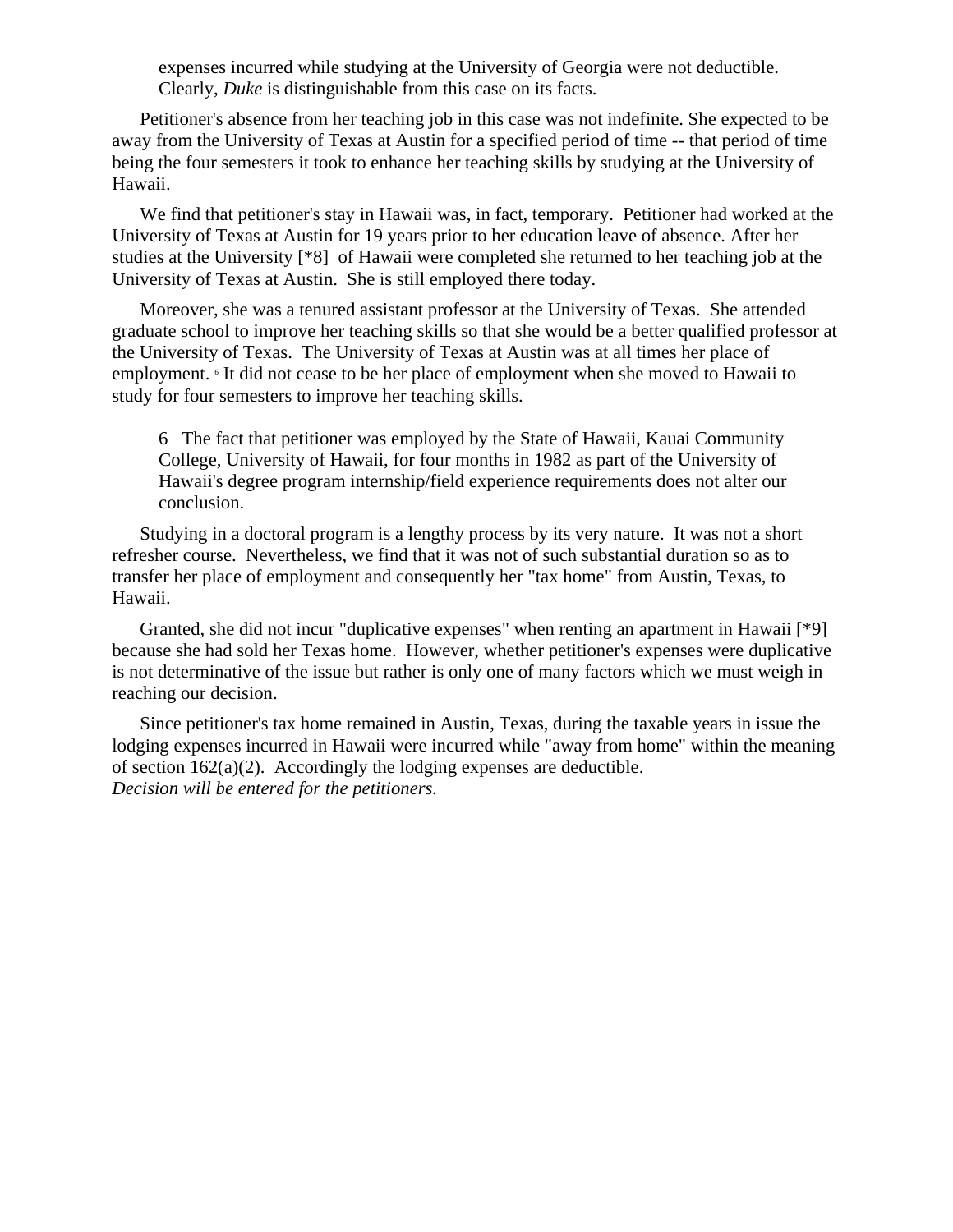expenses incurred while studying at the University of Georgia were not deductible. Clearly, *Duke* is distinguishable from this case on its facts.

Petitioner's absence from her teaching job in this case was not indefinite. She expected to be away from the University of Texas at Austin for a specified period of time -- that period of time being the four semesters it took to enhance her teaching skills by studying at the University of Hawaii.

We find that petitioner's stay in Hawaii was, in fact, temporary. Petitioner had worked at the University of Texas at Austin for 19 years prior to her education leave of absence. After her studies at the University [*8] of Hawaii were completed she returned to her teaching job at the University of Texas at Austin. She is still employed there today.

Moreover, she was a tenured assistant professor at the University of Texas. She attended graduate school to improve her teaching skills so that she would be a better qualified professor at the University of Texas. The University of Texas at Austin was at all times her place of employment. [6] It did not cease to be her place of employment when she moved to Hawaii to study for four semesters to improve her teaching skills.

6 The fact that petitioner was employed by the State of Hawaii, Kauai Community College, University of Hawaii, for four months in 1982 as part of the University of Hawaii's degree program internship/field experience requirements does not alter our conclusion.

Studying in a doctoral program is a lengthy process by its very nature. It was not a short refresher course. Nevertheless, we find that it was not of such substantial duration so as to transfer her place of employment and consequently her "tax home" from Austin, Texas, to Hawaii.

Granted, she did not incur "duplicative expenses" when renting an apartment in Hawaii [*9] because she had sold her Texas home. However, whether petitioner's expenses were duplicative is not determinative of the issue but rather is only one of many factors which we must weigh in reaching our decision.

Since petitioner's tax home remained in Austin, Texas, during the taxable years in issue the lodging expenses incurred in Hawaii were incurred while "away from home" within the meaning of section 162(a)(2). Accordingly the lodging expenses are deductible.
*Decision will be entered for the petitioners.*